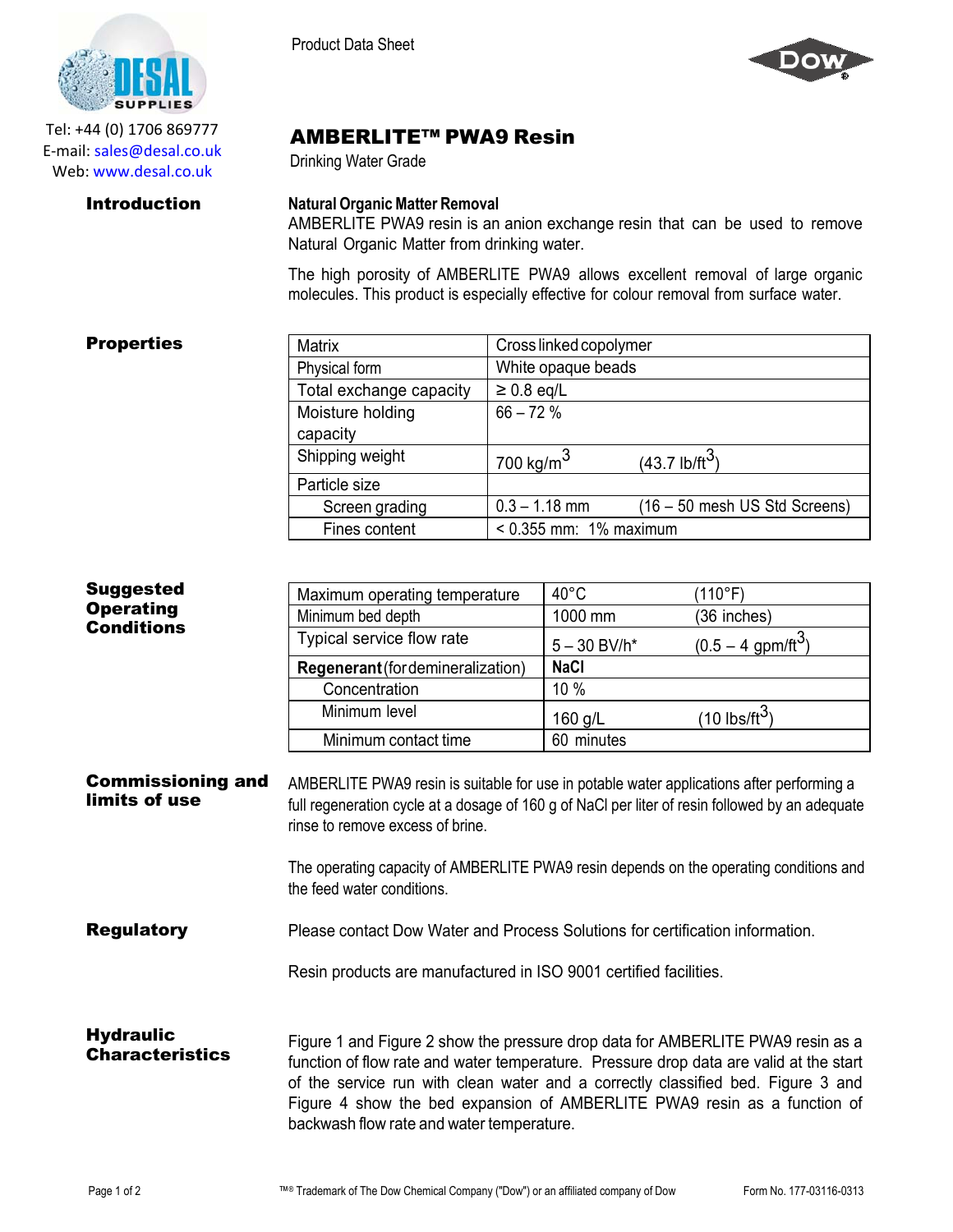Desal Supplies

Tel: +44 (0) 1706 869777
E-mail: sales@desal.co.uk
Web: www.desal.co.uk

Product Data Sheet

# AMBERLITE™ PWA9 Resin

Drinking Water Grade

## Introduction

**Natural Organic Matter Removal**

AMBERLITE PWA9 resin is an anion exchange resin that can be used to remove Natural Organic Matter from drinking water.

The high porosity of AMBERLITE PWA9 allows excellent removal of large organic molecules. This product is especially effective for colour removal from surface water.

## Properties

| Property | Value | |
|---|---|---|
| Matrix | Cross linked copolymer | |
| Physical form | White opaque beads | |
| Total exchange capacity | ≥ 0.8 eq/L | |
| Moisture holding capacity | 66 – 72 % | |
| Shipping weight | 700 $kg/m^3$ | (43.7 $lb/ft^3$) |
| Particle size | | |
| Screen grading | 0.3 – 1.18 mm | (16 – 50 mesh US Std Screens) |
| Fines content | < 0.355 mm: 1% maximum | |

## Suggested Operating Conditions

| Condition | Value | |
|---|---|---|
| Maximum operating temperature | 40°C | (110°F) |
| Minimum bed depth | 1000 mm | (36 inches) |
| Typical service flow rate | 5 – 30 BV/h* | (0.5 – 4 $gpm/ft^3$) |
| **Regenerant** (for demineralization) | **NaCl** | |
| Concentration | 10 % | |
| Minimum level | 160 g/L | (10 $lbs/ft^3$) |
| Minimum contact time | 60 minutes | |

## Commissioning and limits of use

AMBERLITE PWA9 resin is suitable for use in potable water applications after performing a full regeneration cycle at a dosage of 160 g of NaCl per liter of resin followed by an adequate rinse to remove excess of brine.

The operating capacity of AMBERLITE PWA9 resin depends on the operating conditions and the feed water conditions.

## Regulatory

Please contact Dow Water and Process Solutions for certification information.

Resin products are manufactured in ISO 9001 certified facilities.

## Hydraulic Characteristics

Figure 1 and Figure 2 show the pressure drop data for AMBERLITE PWA9 resin as a function of flow rate and water temperature. Pressure drop data are valid at the start of the service run with clean water and a correctly classified bed. Figure 3 and Figure 4 show the bed expansion of AMBERLITE PWA9 resin as a function of backwash flow rate and water temperature.

™® Trademark of The Dow Chemical Company ("Dow") or an affiliated company of Dow

Form No. 177-03116-0313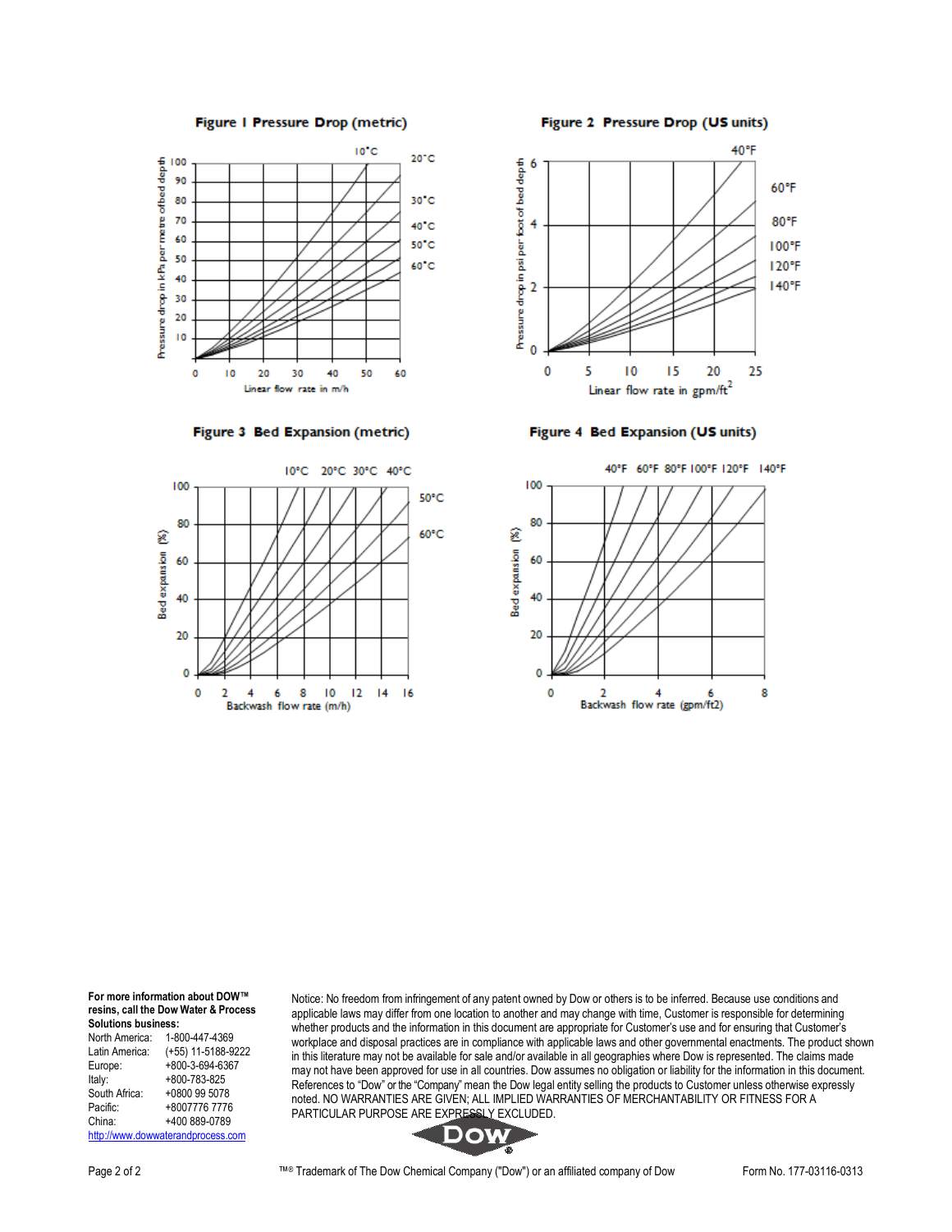**Figure 1 Pressure Drop (metric)**

Pressure drop in kPa per metre of bed depth

0
10
20
30
40
50
60
70
80
90
100

Linear flow rate in m/h

0 10 20 30 40 50 60

10°C
20°C
30°C
40°C
50°C
60°C

**Figure 2 Pressure Drop (US units)**

Pressure drop in psi per foot of bed depth

0
2
4
6

Linear flow rate in gpm/ft²

0 5 10 15 20 25

40°F
60°F
80°F
100°F
120°F
140°F

**Figure 3 Bed Expansion (metric)**

Bed expansion (%)

0
20
40
60
80
100

Backwash flow rate (m/h)

0 2 4 6 8 10 12 14 16

10°C 20°C 30°C 40°C
50°C
60°C

**Figure 4 Bed Expansion (US units)**

Bed expansion (%)

0
20
40
60
80
100

Backwash flow rate (gpm/ft2)

0 2 4 6 8

40°F 60°F 80°F 100°F 120°F 140°F

**For more information about DOW™ resins, call the Dow Water & Process Solutions business:**

North America: 1-800-447-4369
Latin America: (+55) 11-5188-9222
Europe: +800-3-694-6367
Italy: +800-783-825
South Africa: +0800 99 5078
Pacific: +8007776 7776
China: +400 889-0789
http://www.dowwaterandprocess.com

Notice: No freedom from infringement of any patent owned by Dow or others is to be inferred. Because use conditions and applicable laws may differ from one location to another and may change with time, Customer is responsible for determining whether products and the information in this document are appropriate for Customer's use and for ensuring that Customer's workplace and disposal practices are in compliance with applicable laws and other governmental enactments. The product shown in this literature may not be available for sale and/or available in all geographies where Dow is represented. The claims made may not have been approved for use in all countries. Dow assumes no obligation or liability for the information in this document. References to "Dow" or the "Company" mean the Dow legal entity selling the products to Customer unless otherwise expressly noted. NO WARRANTIES ARE GIVEN; ALL IMPLIED WARRANTIES OF MERCHANTABILITY OR FITNESS FOR A PARTICULAR PURPOSE ARE EXPRESSLY EXCLUDED.

™® Trademark of The Dow Chemical Company ("Dow") or an affiliated company of Dow

Form No. 177-03116-0313